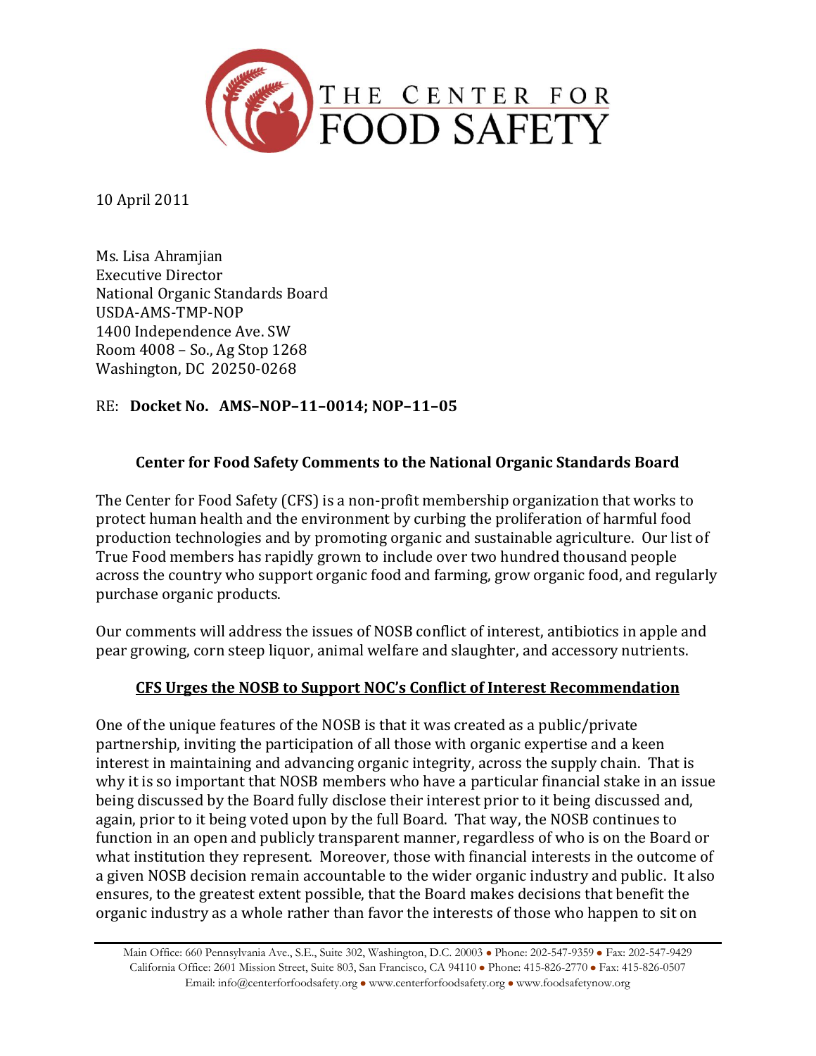# THE CENTER FOR FOOD SAFETY

10 April 2011

Ms. Lisa Ahramjian
Executive Director
National Organic Standards Board
USDA-AMS-TMP-NOP
1400 Independence Ave. SW
Room 4008 – So., Ag Stop 1268
Washington, DC 20250-0268

RE: **Docket No. AMS–NOP–11–0014; NOP–11–05**

## Center for Food Safety Comments to the National Organic Standards Board

The Center for Food Safety (CFS) is a non-profit membership organization that works to protect human health and the environment by curbing the proliferation of harmful food production technologies and by promoting organic and sustainable agriculture. Our list of True Food members has rapidly grown to include over two hundred thousand people across the country who support organic food and farming, grow organic food, and regularly purchase organic products.

Our comments will address the issues of NOSB conflict of interest, antibiotics in apple and pear growing, corn steep liquor, animal welfare and slaughter, and accessory nutrients.

### CFS Urges the NOSB to Support NOC's Conflict of Interest Recommendation

One of the unique features of the NOSB is that it was created as a public/private partnership, inviting the participation of all those with organic expertise and a keen interest in maintaining and advancing organic integrity, across the supply chain. That is why it is so important that NOSB members who have a particular financial stake in an issue being discussed by the Board fully disclose their interest prior to it being discussed and, again, prior to it being voted upon by the full Board. That way, the NOSB continues to function in an open and publicly transparent manner, regardless of who is on the Board or what institution they represent. Moreover, those with financial interests in the outcome of a given NOSB decision remain accountable to the wider organic industry and public. It also ensures, to the greatest extent possible, that the Board makes decisions that benefit the organic industry as a whole rather than favor the interests of those who happen to sit on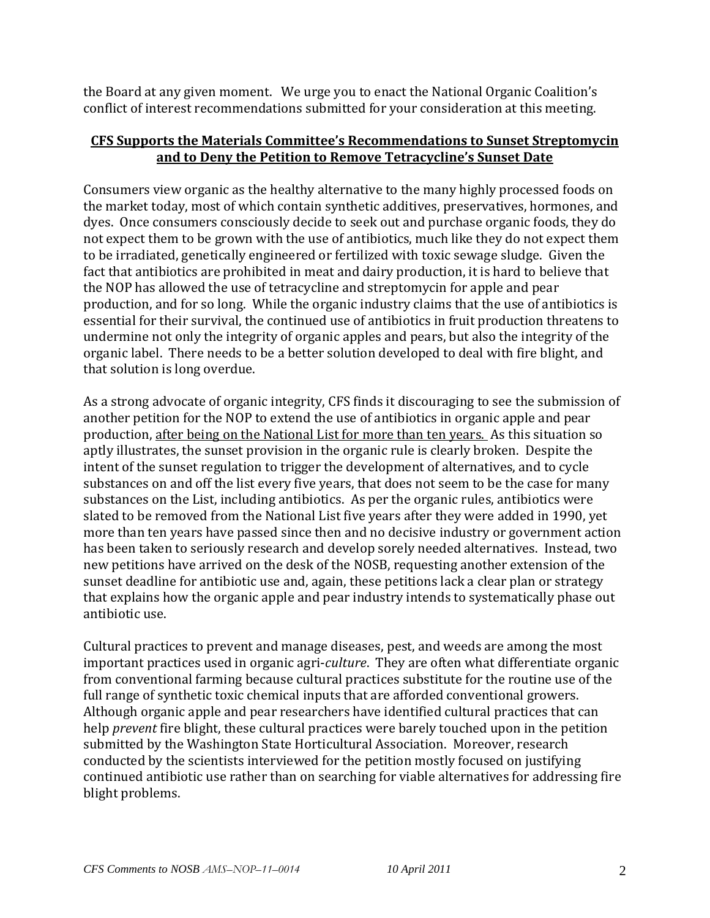the Board at any given moment. We urge you to enact the National Organic Coalition's conflict of interest recommendations submitted for your consideration at this meeting.

## **<u>CFS Supports the Materials Committee's Recommendations to Sunset Streptomycin and to Deny the Petition to Remove Tetracycline's Sunset Date</u>**

Consumers view organic as the healthy alternative to the many highly processed foods on the market today, most of which contain synthetic additives, preservatives, hormones, and dyes. Once consumers consciously decide to seek out and purchase organic foods, they do not expect them to be grown with the use of antibiotics, much like they do not expect them to be irradiated, genetically engineered or fertilized with toxic sewage sludge. Given the fact that antibiotics are prohibited in meat and dairy production, it is hard to believe that the NOP has allowed the use of tetracycline and streptomycin for apple and pear production, and for so long. While the organic industry claims that the use of antibiotics is essential for their survival, the continued use of antibiotics in fruit production threatens to undermine not only the integrity of organic apples and pears, but also the integrity of the organic label. There needs to be a better solution developed to deal with fire blight, and that solution is long overdue.

As a strong advocate of organic integrity, CFS finds it discouraging to see the submission of another petition for the NOP to extend the use of antibiotics in organic apple and pear production, <u>after being on the National List for more than ten years.</u> As this situation so aptly illustrates, the sunset provision in the organic rule is clearly broken. Despite the intent of the sunset regulation to trigger the development of alternatives, and to cycle substances on and off the list every five years, that does not seem to be the case for many substances on the List, including antibiotics. As per the organic rules, antibiotics were slated to be removed from the National List five years after they were added in 1990, yet more than ten years have passed since then and no decisive industry or government action has been taken to seriously research and develop sorely needed alternatives. Instead, two new petitions have arrived on the desk of the NOSB, requesting another extension of the sunset deadline for antibiotic use and, again, these petitions lack a clear plan or strategy that explains how the organic apple and pear industry intends to systematically phase out antibiotic use.

Cultural practices to prevent and manage diseases, pest, and weeds are among the most important practices used in organic agri-*culture*. They are often what differentiate organic from conventional farming because cultural practices substitute for the routine use of the full range of synthetic toxic chemical inputs that are afforded conventional growers. Although organic apple and pear researchers have identified cultural practices that can help *prevent* fire blight, these cultural practices were barely touched upon in the petition submitted by the Washington State Horticultural Association. Moreover, research conducted by the scientists interviewed for the petition mostly focused on justifying continued antibiotic use rather than on searching for viable alternatives for addressing fire blight problems.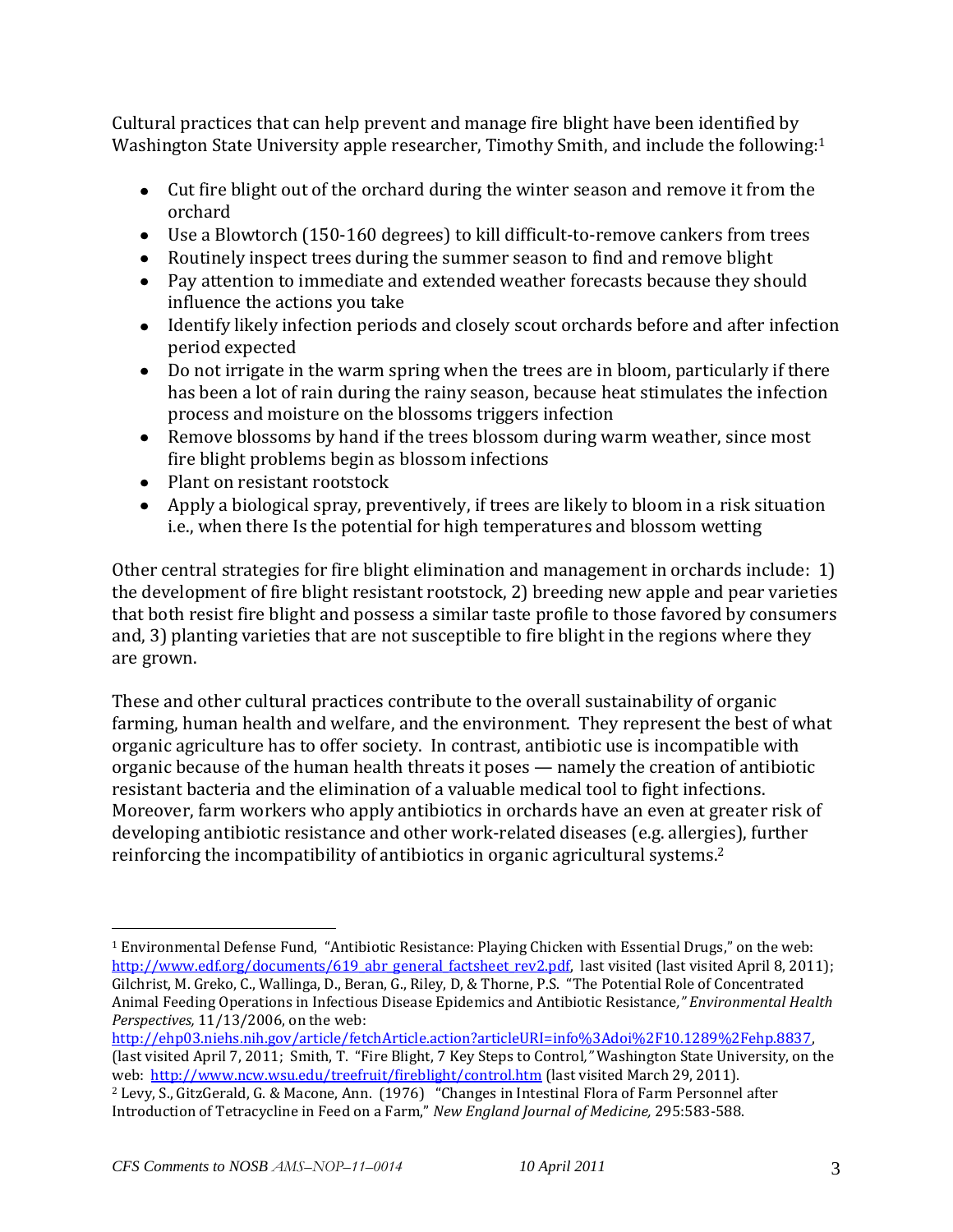Cultural practices that can help prevent and manage fire blight have been identified by Washington State University apple researcher, Timothy Smith, and include the following:[1]

- Cut fire blight out of the orchard during the winter season and remove it from the orchard
- Use a Blowtorch (150-160 degrees) to kill difficult-to-remove cankers from trees
- Routinely inspect trees during the summer season to find and remove blight
- Pay attention to immediate and extended weather forecasts because they should influence the actions you take
- Identify likely infection periods and closely scout orchards before and after infection period expected
- Do not irrigate in the warm spring when the trees are in bloom, particularly if there has been a lot of rain during the rainy season, because heat stimulates the infection process and moisture on the blossoms triggers infection
- Remove blossoms by hand if the trees blossom during warm weather, since most fire blight problems begin as blossom infections
- Plant on resistant rootstock
- Apply a biological spray, preventively, if trees are likely to bloom in a risk situation i.e., when there Is the potential for high temperatures and blossom wetting

Other central strategies for fire blight elimination and management in orchards include: 1) the development of fire blight resistant rootstock, 2) breeding new apple and pear varieties that both resist fire blight and possess a similar taste profile to those favored by consumers and, 3) planting varieties that are not susceptible to fire blight in the regions where they are grown.

These and other cultural practices contribute to the overall sustainability of organic farming, human health and welfare, and the environment. They represent the best of what organic agriculture has to offer society. In contrast, antibiotic use is incompatible with organic because of the human health threats it poses — namely the creation of antibiotic resistant bacteria and the elimination of a valuable medical tool to fight infections. Moreover, farm workers who apply antibiotics in orchards have an even at greater risk of developing antibiotic resistance and other work-related diseases (e.g. allergies), further reinforcing the incompatibility of antibiotics in organic agricultural systems.[2]

---

[1] Environmental Defense Fund, "Antibiotic Resistance: Playing Chicken with Essential Drugs," on the web: http://www.edf.org/documents/619_abr_general_factsheet_rev2.pdf, last visited (last visited April 8, 2011); Gilchrist, M. Greko, C., Wallinga, D., Beran, G., Riley, D, & Thorne, P.S. "The Potential Role of Concentrated Animal Feeding Operations in Infectious Disease Epidemics and Antibiotic Resistance*," Environmental Health Perspectives,* 11/13/2006, on the web: http://ehp03.niehs.nih.gov/article/fetchArticle.action?articleURI=info%3Adoi%2F10.1289%2Fehp.8837, (last visited April 7, 2011; Smith, T. "Fire Blight, 7 Key Steps to Control*,"* Washington State University, on the web: http://www.ncw.wsu.edu/treefruit/fireblight/control.htm (last visited March 29, 2011).

[2] Levy, S., GitzGerald, G. & Macone, Ann. (1976) "Changes in Intestinal Flora of Farm Personnel after Introduction of Tetracycline in Feed on a Farm," *New England Journal of Medicine,* 295:583-588.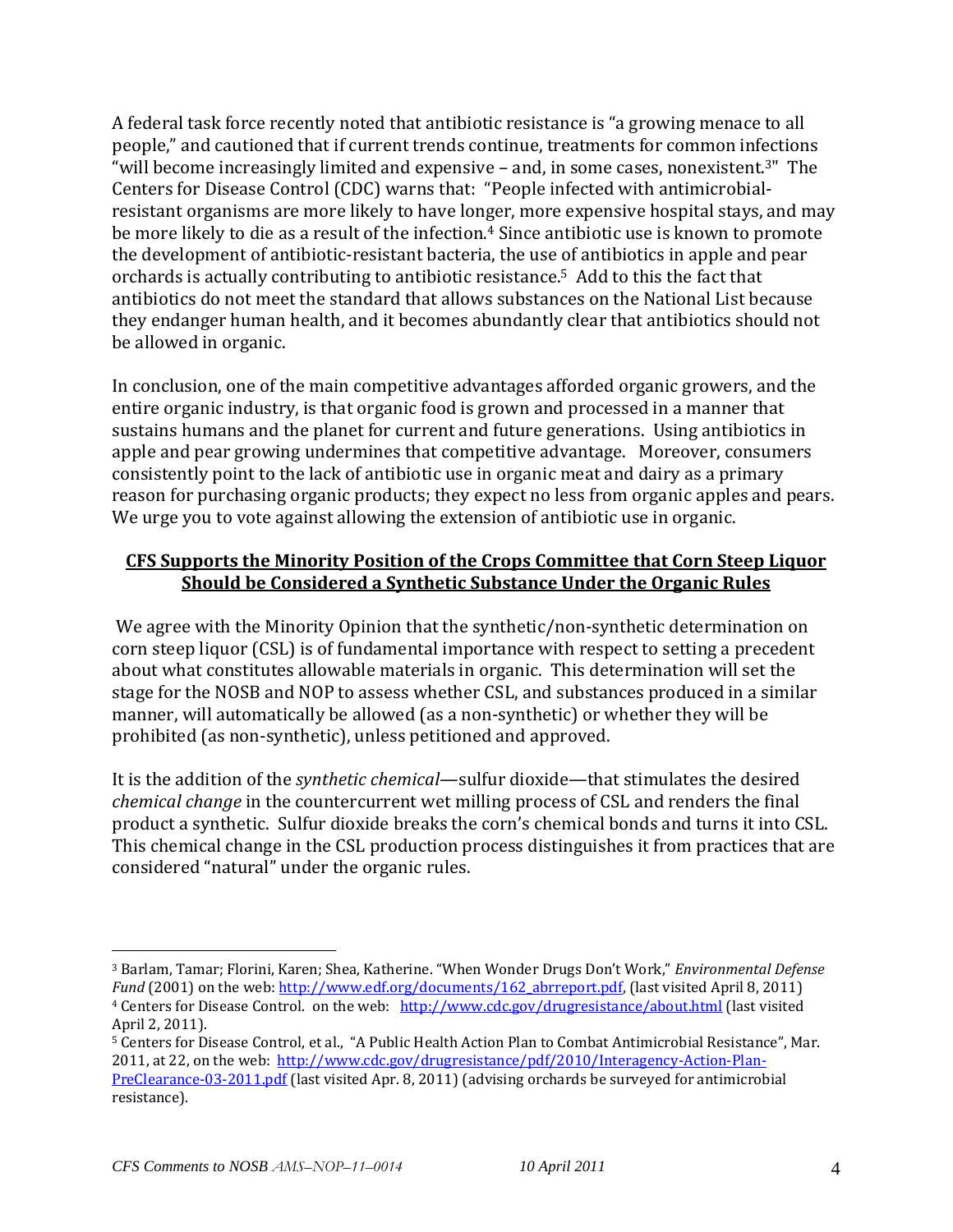A federal task force recently noted that antibiotic resistance is "a growing menace to all people," and cautioned that if current trends continue, treatments for common infections "will become increasingly limited and expensive – and, in some cases, nonexistent.[3]" The Centers for Disease Control (CDC) warns that: "People infected with antimicrobial-resistant organisms are more likely to have longer, more expensive hospital stays, and may be more likely to die as a result of the infection.[4] Since antibiotic use is known to promote the development of antibiotic-resistant bacteria, the use of antibiotics in apple and pear orchards is actually contributing to antibiotic resistance.[5] Add to this the fact that antibiotics do not meet the standard that allows substances on the National List because they endanger human health, and it becomes abundantly clear that antibiotics should not be allowed in organic.

In conclusion, one of the main competitive advantages afforded organic growers, and the entire organic industry, is that organic food is grown and processed in a manner that sustains humans and the planet for current and future generations. Using antibiotics in apple and pear growing undermines that competitive advantage. Moreover, consumers consistently point to the lack of antibiotic use in organic meat and dairy as a primary reason for purchasing organic products; they expect no less from organic apples and pears. We urge you to vote against allowing the extension of antibiotic use in organic.

## **CFS Supports the Minority Position of the Crops Committee that Corn Steep Liquor Should be Considered a Synthetic Substance Under the Organic Rules**

We agree with the Minority Opinion that the synthetic/non-synthetic determination on corn steep liquor (CSL) is of fundamental importance with respect to setting a precedent about what constitutes allowable materials in organic. This determination will set the stage for the NOSB and NOP to assess whether CSL, and substances produced in a similar manner, will automatically be allowed (as a non-synthetic) or whether they will be prohibited (as non-synthetic), unless petitioned and approved.

It is the addition of the *synthetic chemical*—sulfur dioxide—that stimulates the desired *chemical change* in the countercurrent wet milling process of CSL and renders the final product a synthetic. Sulfur dioxide breaks the corn's chemical bonds and turns it into CSL. This chemical change in the CSL production process distinguishes it from practices that are considered "natural" under the organic rules.

---

[3] Barlam, Tamar; Florini, Karen; Shea, Katherine. "When Wonder Drugs Don't Work," *Environmental Defense Fund* (2001) on the web: http://www.edf.org/documents/162_abrreport.pdf, (last visited April 8, 2011)

[4] Centers for Disease Control. on the web: http://www.cdc.gov/drugresistance/about.html (last visited April 2, 2011).

[5] Centers for Disease Control, et al., "A Public Health Action Plan to Combat Antimicrobial Resistance", Mar. 2011, at 22, on the web: http://www.cdc.gov/drugresistance/pdf/2010/Interagency-Action-Plan-PreClearance-03-2011.pdf (last visited Apr. 8, 2011) (advising orchards be surveyed for antimicrobial resistance).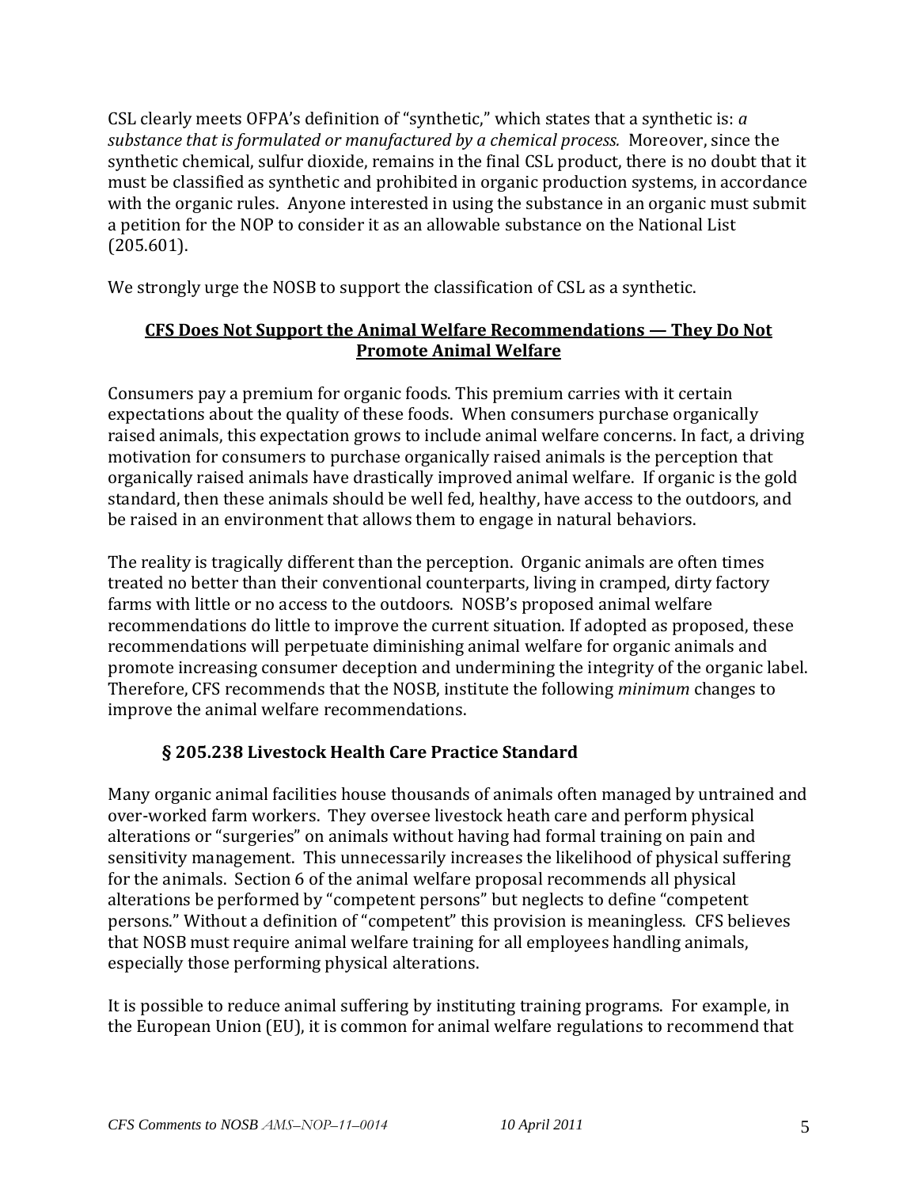CSL clearly meets OFPA's definition of "synthetic," which states that a synthetic is: *a substance that is formulated or manufactured by a chemical process.* Moreover, since the synthetic chemical, sulfur dioxide, remains in the final CSL product, there is no doubt that it must be classified as synthetic and prohibited in organic production systems, in accordance with the organic rules. Anyone interested in using the substance in an organic must submit a petition for the NOP to consider it as an allowable substance on the National List (205.601).

We strongly urge the NOSB to support the classification of CSL as a synthetic.

## CFS Does Not Support the Animal Welfare Recommendations — They Do Not Promote Animal Welfare

Consumers pay a premium for organic foods. This premium carries with it certain expectations about the quality of these foods. When consumers purchase organically raised animals, this expectation grows to include animal welfare concerns. In fact, a driving motivation for consumers to purchase organically raised animals is the perception that organically raised animals have drastically improved animal welfare. If organic is the gold standard, then these animals should be well fed, healthy, have access to the outdoors, and be raised in an environment that allows them to engage in natural behaviors.

The reality is tragically different than the perception. Organic animals are often times treated no better than their conventional counterparts, living in cramped, dirty factory farms with little or no access to the outdoors. NOSB's proposed animal welfare recommendations do little to improve the current situation. If adopted as proposed, these recommendations will perpetuate diminishing animal welfare for organic animals and promote increasing consumer deception and undermining the integrity of the organic label. Therefore, CFS recommends that the NOSB, institute the following *minimum* changes to improve the animal welfare recommendations.

### § 205.238 Livestock Health Care Practice Standard

Many organic animal facilities house thousands of animals often managed by untrained and over-worked farm workers. They oversee livestock heath care and perform physical alterations or "surgeries" on animals without having had formal training on pain and sensitivity management. This unnecessarily increases the likelihood of physical suffering for the animals. Section 6 of the animal welfare proposal recommends all physical alterations be performed by "competent persons" but neglects to define "competent persons." Without a definition of "competent" this provision is meaningless. CFS believes that NOSB must require animal welfare training for all employees handling animals, especially those performing physical alterations.

It is possible to reduce animal suffering by instituting training programs. For example, in the European Union (EU), it is common for animal welfare regulations to recommend that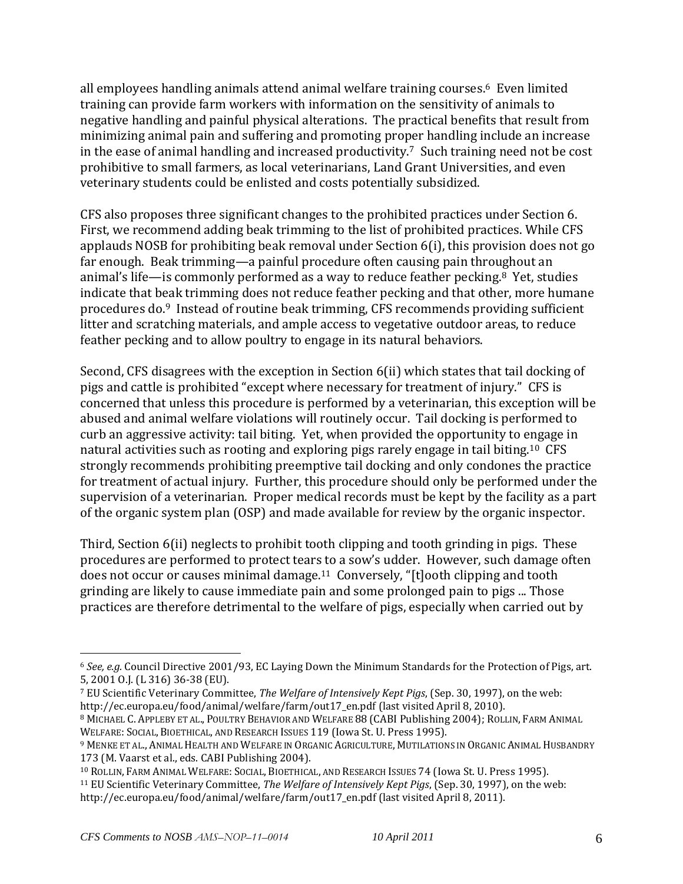all employees handling animals attend animal welfare training courses.[6] Even limited training can provide farm workers with information on the sensitivity of animals to negative handling and painful physical alterations. The practical benefits that result from minimizing animal pain and suffering and promoting proper handling include an increase in the ease of animal handling and increased productivity.[7] Such training need not be cost prohibitive to small farmers, as local veterinarians, Land Grant Universities, and even veterinary students could be enlisted and costs potentially subsidized.

CFS also proposes three significant changes to the prohibited practices under Section 6. First, we recommend adding beak trimming to the list of prohibited practices. While CFS applauds NOSB for prohibiting beak removal under Section 6(i), this provision does not go far enough. Beak trimming—a painful procedure often causing pain throughout an animal's life—is commonly performed as a way to reduce feather pecking.[8] Yet, studies indicate that beak trimming does not reduce feather pecking and that other, more humane procedures do.[9] Instead of routine beak trimming, CFS recommends providing sufficient litter and scratching materials, and ample access to vegetative outdoor areas, to reduce feather pecking and to allow poultry to engage in its natural behaviors.

Second, CFS disagrees with the exception in Section 6(ii) which states that tail docking of pigs and cattle is prohibited "except where necessary for treatment of injury." CFS is concerned that unless this procedure is performed by a veterinarian, this exception will be abused and animal welfare violations will routinely occur. Tail docking is performed to curb an aggressive activity: tail biting. Yet, when provided the opportunity to engage in natural activities such as rooting and exploring pigs rarely engage in tail biting.[10] CFS strongly recommends prohibiting preemptive tail docking and only condones the practice for treatment of actual injury. Further, this procedure should only be performed under the supervision of a veterinarian. Proper medical records must be kept by the facility as a part of the organic system plan (OSP) and made available for review by the organic inspector.

Third, Section 6(ii) neglects to prohibit tooth clipping and tooth grinding in pigs. These procedures are performed to protect tears to a sow's udder. However, such damage often does not occur or causes minimal damage.[11] Conversely, "[t]ooth clipping and tooth grinding are likely to cause immediate pain and some prolonged pain to pigs ... Those practices are therefore detrimental to the welfare of pigs, especially when carried out by

---

[6] *See, e.g.* Council Directive 2001/93, EC Laying Down the Minimum Standards for the Protection of Pigs, art. 5, 2001 O.J. (L 316) 36-38 (EU).

[7] EU Scientific Veterinary Committee, *The Welfare of Intensively Kept Pigs*, (Sep. 30, 1997), on the web: http://ec.europa.eu/food/animal/welfare/farm/out17_en.pdf (last visited April 8, 2010).

[8] Michael C. Appleby et al., Poultry Behavior and Welfare 88 (CABI Publishing 2004); Rollin, Farm Animal Welfare: Social, Bioethical, and Research Issues 119 (Iowa St. U. Press 1995).

[9] Menke et al., Animal Health and Welfare in Organic Agriculture, Mutilations in Organic Animal Husbandry 173 (M. Vaarst et al., eds. CABI Publishing 2004).

[10] Rollin, Farm Animal Welfare: Social, Bioethical, and Research Issues 74 (Iowa St. U. Press 1995).

[11] EU Scientific Veterinary Committee, *The Welfare of Intensively Kept Pigs*, (Sep. 30, 1997), on the web: http://ec.europa.eu/food/animal/welfare/farm/out17_en.pdf (last visited April 8, 2011).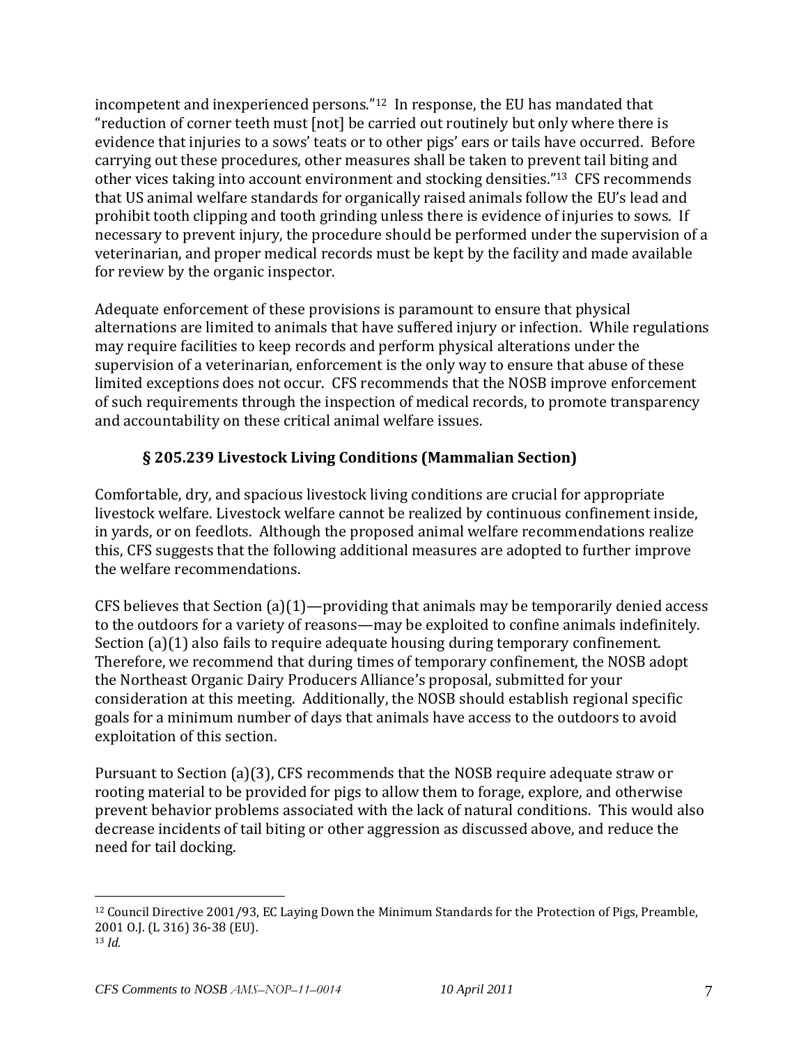incompetent and inexperienced persons."[12] In response, the EU has mandated that "reduction of corner teeth must [not] be carried out routinely but only where there is evidence that injuries to a sows' teats or to other pigs' ears or tails have occurred. Before carrying out these procedures, other measures shall be taken to prevent tail biting and other vices taking into account environment and stocking densities."[13] CFS recommends that US animal welfare standards for organically raised animals follow the EU's lead and prohibit tooth clipping and tooth grinding unless there is evidence of injuries to sows. If necessary to prevent injury, the procedure should be performed under the supervision of a veterinarian, and proper medical records must be kept by the facility and made available for review by the organic inspector.

Adequate enforcement of these provisions is paramount to ensure that physical alternations are limited to animals that have suffered injury or infection. While regulations may require facilities to keep records and perform physical alterations under the supervision of a veterinarian, enforcement is the only way to ensure that abuse of these limited exceptions does not occur. CFS recommends that the NOSB improve enforcement of such requirements through the inspection of medical records, to promote transparency and accountability on these critical animal welfare issues.

### § 205.239 Livestock Living Conditions (Mammalian Section)

Comfortable, dry, and spacious livestock living conditions are crucial for appropriate livestock welfare. Livestock welfare cannot be realized by continuous confinement inside, in yards, or on feedlots. Although the proposed animal welfare recommendations realize this, CFS suggests that the following additional measures are adopted to further improve the welfare recommendations.

CFS believes that Section (a)(1)—providing that animals may be temporarily denied access to the outdoors for a variety of reasons—may be exploited to confine animals indefinitely. Section (a)(1) also fails to require adequate housing during temporary confinement. Therefore, we recommend that during times of temporary confinement, the NOSB adopt the Northeast Organic Dairy Producers Alliance's proposal, submitted for your consideration at this meeting. Additionally, the NOSB should establish regional specific goals for a minimum number of days that animals have access to the outdoors to avoid exploitation of this section.

Pursuant to Section (a)(3), CFS recommends that the NOSB require adequate straw or rooting material to be provided for pigs to allow them to forage, explore, and otherwise prevent behavior problems associated with the lack of natural conditions. This would also decrease incidents of tail biting or other aggression as discussed above, and reduce the need for tail docking.

---

[12] Council Directive 2001/93, EC Laying Down the Minimum Standards for the Protection of Pigs, Preamble, 2001 O.J. (L 316) 36-38 (EU).

[13] *Id.*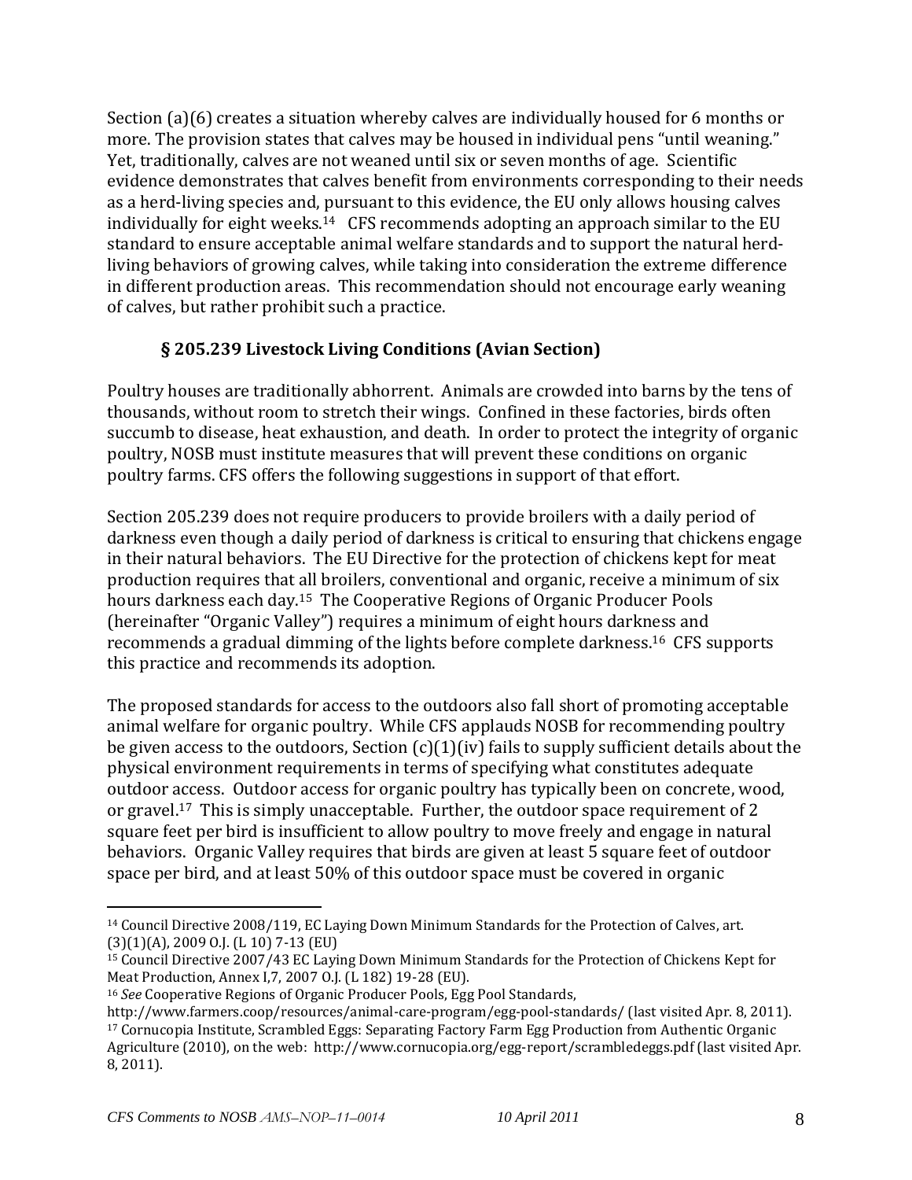Section (a)(6) creates a situation whereby calves are individually housed for 6 months or more. The provision states that calves may be housed in individual pens "until weaning." Yet, traditionally, calves are not weaned until six or seven months of age. Scientific evidence demonstrates that calves benefit from environments corresponding to their needs as a herd-living species and, pursuant to this evidence, the EU only allows housing calves individually for eight weeks.[14] CFS recommends adopting an approach similar to the EU standard to ensure acceptable animal welfare standards and to support the natural herd-living behaviors of growing calves, while taking into consideration the extreme difference in different production areas. This recommendation should not encourage early weaning of calves, but rather prohibit such a practice.

### § 205.239 Livestock Living Conditions (Avian Section)

Poultry houses are traditionally abhorrent. Animals are crowded into barns by the tens of thousands, without room to stretch their wings. Confined in these factories, birds often succumb to disease, heat exhaustion, and death. In order to protect the integrity of organic poultry, NOSB must institute measures that will prevent these conditions on organic poultry farms. CFS offers the following suggestions in support of that effort.

Section 205.239 does not require producers to provide broilers with a daily period of darkness even though a daily period of darkness is critical to ensuring that chickens engage in their natural behaviors. The EU Directive for the protection of chickens kept for meat production requires that all broilers, conventional and organic, receive a minimum of six hours darkness each day.[15] The Cooperative Regions of Organic Producer Pools (hereinafter "Organic Valley") requires a minimum of eight hours darkness and recommends a gradual dimming of the lights before complete darkness.[16] CFS supports this practice and recommends its adoption.

The proposed standards for access to the outdoors also fall short of promoting acceptable animal welfare for organic poultry. While CFS applauds NOSB for recommending poultry be given access to the outdoors, Section (c)(1)(iv) fails to supply sufficient details about the physical environment requirements in terms of specifying what constitutes adequate outdoor access. Outdoor access for organic poultry has typically been on concrete, wood, or gravel.[17] This is simply unacceptable. Further, the outdoor space requirement of 2 square feet per bird is insufficient to allow poultry to move freely and engage in natural behaviors. Organic Valley requires that birds are given at least 5 square feet of outdoor space per bird, and at least 50% of this outdoor space must be covered in organic

---

[14] Council Directive 2008/119, EC Laying Down Minimum Standards for the Protection of Calves, art. (3)(1)(A), 2009 O.J. (L 10) 7-13 (EU)

[15] Council Directive 2007/43 EC Laying Down Minimum Standards for the Protection of Chickens Kept for Meat Production, Annex I,7, 2007 O.J. (L 182) 19-28 (EU).

[16] *See* Cooperative Regions of Organic Producer Pools, Egg Pool Standards, http://www.farmers.coop/resources/animal-care-program/egg-pool-standards/ (last visited Apr. 8, 2011).

[17] Cornucopia Institute, Scrambled Eggs: Separating Factory Farm Egg Production from Authentic Organic Agriculture (2010), on the web: http://www.cornucopia.org/egg-report/scrambledeggs.pdf (last visited Apr. 8, 2011).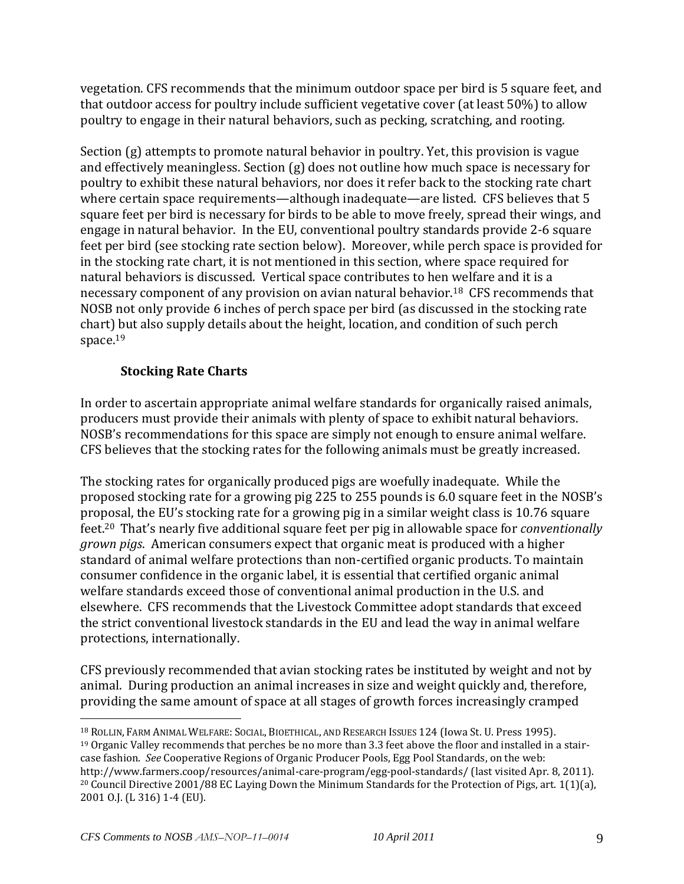vegetation. CFS recommends that the minimum outdoor space per bird is 5 square feet, and that outdoor access for poultry include sufficient vegetative cover (at least 50%) to allow poultry to engage in their natural behaviors, such as pecking, scratching, and rooting.

Section (g) attempts to promote natural behavior in poultry. Yet, this provision is vague and effectively meaningless. Section (g) does not outline how much space is necessary for poultry to exhibit these natural behaviors, nor does it refer back to the stocking rate chart where certain space requirements—although inadequate—are listed. CFS believes that 5 square feet per bird is necessary for birds to be able to move freely, spread their wings, and engage in natural behavior. In the EU, conventional poultry standards provide 2-6 square feet per bird (see stocking rate section below). Moreover, while perch space is provided for in the stocking rate chart, it is not mentioned in this section, where space required for natural behaviors is discussed. Vertical space contributes to hen welfare and it is a necessary component of any provision on avian natural behavior.[18] CFS recommends that NOSB not only provide 6 inches of perch space per bird (as discussed in the stocking rate chart) but also supply details about the height, location, and condition of such perch space.[19]

### Stocking Rate Charts

In order to ascertain appropriate animal welfare standards for organically raised animals, producers must provide their animals with plenty of space to exhibit natural behaviors. NOSB's recommendations for this space are simply not enough to ensure animal welfare. CFS believes that the stocking rates for the following animals must be greatly increased.

The stocking rates for organically produced pigs are woefully inadequate. While the proposed stocking rate for a growing pig 225 to 255 pounds is 6.0 square feet in the NOSB's proposal, the EU's stocking rate for a growing pig in a similar weight class is 10.76 square feet.[20] That's nearly five additional square feet per pig in allowable space for *conventionally grown pigs*. American consumers expect that organic meat is produced with a higher standard of animal welfare protections than non-certified organic products. To maintain consumer confidence in the organic label, it is essential that certified organic animal welfare standards exceed those of conventional animal production in the U.S. and elsewhere. CFS recommends that the Livestock Committee adopt standards that exceed the strict conventional livestock standards in the EU and lead the way in animal welfare protections, internationally.

CFS previously recommended that avian stocking rates be instituted by weight and not by animal. During production an animal increases in size and weight quickly and, therefore, providing the same amount of space at all stages of growth forces increasingly cramped

---

[18] ROLLIN, FARM ANIMAL WELFARE: SOCIAL, BIOETHICAL, AND RESEARCH ISSUES 124 (Iowa St. U. Press 1995).

[19] Organic Valley recommends that perches be no more than 3.3 feet above the floor and installed in a stair-case fashion. *See* Cooperative Regions of Organic Producer Pools, Egg Pool Standards, on the web: http://www.farmers.coop/resources/animal-care-program/egg-pool-standards/ (last visited Apr. 8, 2011).

[20] Council Directive 2001/88 EC Laying Down the Minimum Standards for the Protection of Pigs, art. 1(1)(a), 2001 O.J. (L 316) 1-4 (EU).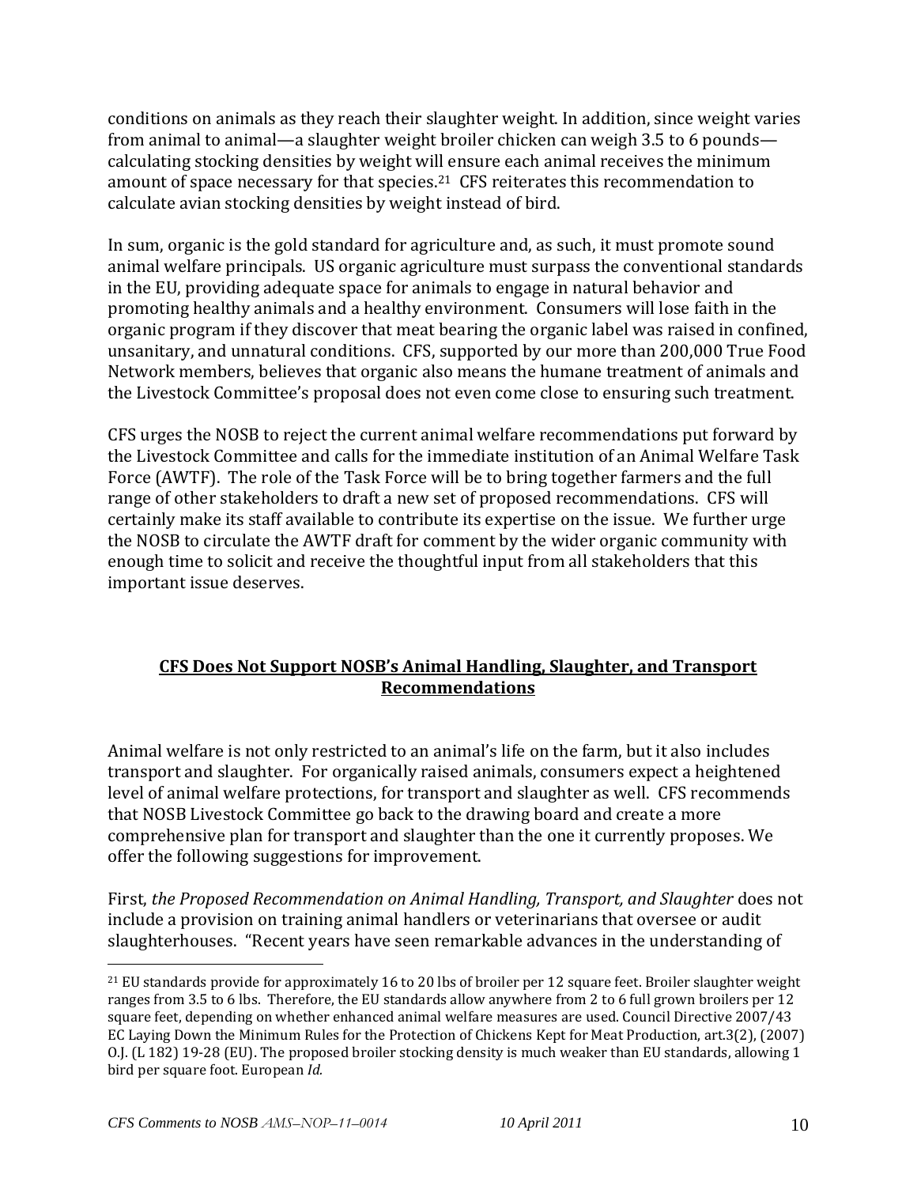conditions on animals as they reach their slaughter weight. In addition, since weight varies from animal to animal—a slaughter weight broiler chicken can weigh 3.5 to 6 pounds—calculating stocking densities by weight will ensure each animal receives the minimum amount of space necessary for that species.[21] CFS reiterates this recommendation to calculate avian stocking densities by weight instead of bird.

In sum, organic is the gold standard for agriculture and, as such, it must promote sound animal welfare principals. US organic agriculture must surpass the conventional standards in the EU, providing adequate space for animals to engage in natural behavior and promoting healthy animals and a healthy environment. Consumers will lose faith in the organic program if they discover that meat bearing the organic label was raised in confined, unsanitary, and unnatural conditions. CFS, supported by our more than 200,000 True Food Network members, believes that organic also means the humane treatment of animals and the Livestock Committee's proposal does not even come close to ensuring such treatment.

CFS urges the NOSB to reject the current animal welfare recommendations put forward by the Livestock Committee and calls for the immediate institution of an Animal Welfare Task Force (AWTF). The role of the Task Force will be to bring together farmers and the full range of other stakeholders to draft a new set of proposed recommendations. CFS will certainly make its staff available to contribute its expertise on the issue. We further urge the NOSB to circulate the AWTF draft for comment by the wider organic community with enough time to solicit and receive the thoughtful input from all stakeholders that this important issue deserves.

## **CFS Does Not Support NOSB's Animal Handling, Slaughter, and Transport Recommendations**

Animal welfare is not only restricted to an animal's life on the farm, but it also includes transport and slaughter. For organically raised animals, consumers expect a heightened level of animal welfare protections, for transport and slaughter as well. CFS recommends that NOSB Livestock Committee go back to the drawing board and create a more comprehensive plan for transport and slaughter than the one it currently proposes. We offer the following suggestions for improvement.

First, *the Proposed Recommendation on Animal Handling, Transport, and Slaughter* does not include a provision on training animal handlers or veterinarians that oversee or audit slaughterhouses. "Recent years have seen remarkable advances in the understanding of

---

[21] EU standards provide for approximately 16 to 20 lbs of broiler per 12 square feet. Broiler slaughter weight ranges from 3.5 to 6 lbs. Therefore, the EU standards allow anywhere from 2 to 6 full grown broilers per 12 square feet, depending on whether enhanced animal welfare measures are used. Council Directive 2007/43 EC Laying Down the Minimum Rules for the Protection of Chickens Kept for Meat Production, art.3(2), (2007) O.J. (L 182) 19-28 (EU). The proposed broiler stocking density is much weaker than EU standards, allowing 1 bird per square foot. European *Id.*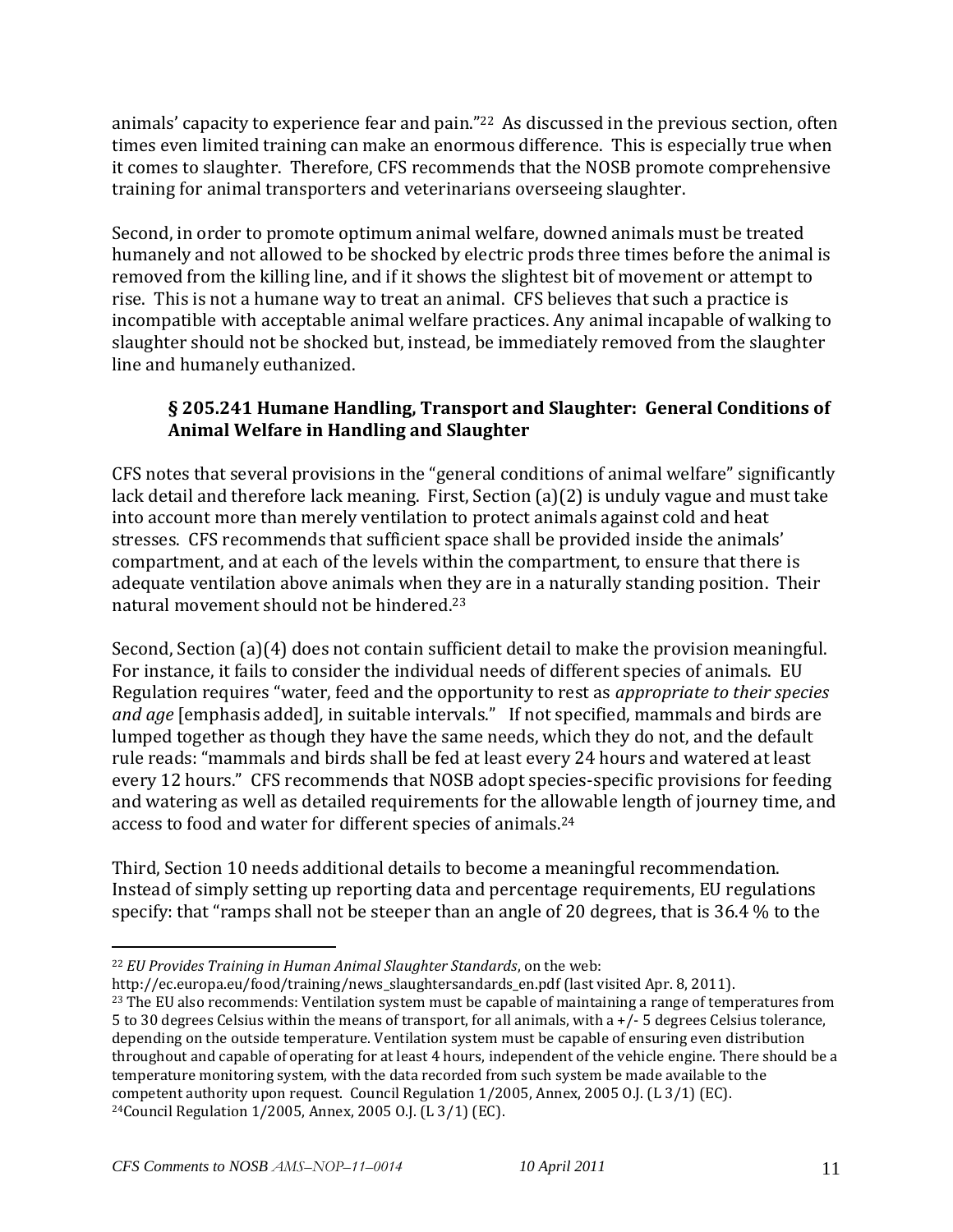animals' capacity to experience fear and pain."[22] As discussed in the previous section, often times even limited training can make an enormous difference. This is especially true when it comes to slaughter. Therefore, CFS recommends that the NOSB promote comprehensive training for animal transporters and veterinarians overseeing slaughter.

Second, in order to promote optimum animal welfare, downed animals must be treated humanely and not allowed to be shocked by electric prods three times before the animal is removed from the killing line, and if it shows the slightest bit of movement or attempt to rise. This is not a humane way to treat an animal. CFS believes that such a practice is incompatible with acceptable animal welfare practices. Any animal incapable of walking to slaughter should not be shocked but, instead, be immediately removed from the slaughter line and humanely euthanized.

### § 205.241 Humane Handling, Transport and Slaughter: General Conditions of Animal Welfare in Handling and Slaughter

CFS notes that several provisions in the "general conditions of animal welfare" significantly lack detail and therefore lack meaning. First, Section (a)(2) is unduly vague and must take into account more than merely ventilation to protect animals against cold and heat stresses. CFS recommends that sufficient space shall be provided inside the animals' compartment, and at each of the levels within the compartment, to ensure that there is adequate ventilation above animals when they are in a naturally standing position. Their natural movement should not be hindered.[23]

Second, Section (a)(4) does not contain sufficient detail to make the provision meaningful. For instance, it fails to consider the individual needs of different species of animals. EU Regulation requires "water, feed and the opportunity to rest as *appropriate to their species and age* [emphasis added], in suitable intervals." If not specified, mammals and birds are lumped together as though they have the same needs, which they do not, and the default rule reads: "mammals and birds shall be fed at least every 24 hours and watered at least every 12 hours." CFS recommends that NOSB adopt species-specific provisions for feeding and watering as well as detailed requirements for the allowable length of journey time, and access to food and water for different species of animals.[24]

Third, Section 10 needs additional details to become a meaningful recommendation. Instead of simply setting up reporting data and percentage requirements, EU regulations specify: that "ramps shall not be steeper than an angle of 20 degrees, that is 36.4 % to the

---

[22] *EU Provides Training in Human Animal Slaughter Standards*, on the web: http://ec.europa.eu/food/training/news_slaughtersandards_en.pdf (last visited Apr. 8, 2011).

[23] The EU also recommends: Ventilation system must be capable of maintaining a range of temperatures from 5 to 30 degrees Celsius within the means of transport, for all animals, with a +/- 5 degrees Celsius tolerance, depending on the outside temperature. Ventilation system must be capable of ensuring even distribution throughout and capable of operating for at least 4 hours, independent of the vehicle engine. There should be a temperature monitoring system, with the data recorded from such system be made available to the competent authority upon request. Council Regulation 1/2005, Annex, 2005 O.J. (L 3/1) (EC).

[24] Council Regulation 1/2005, Annex, 2005 O.J. (L 3/1) (EC).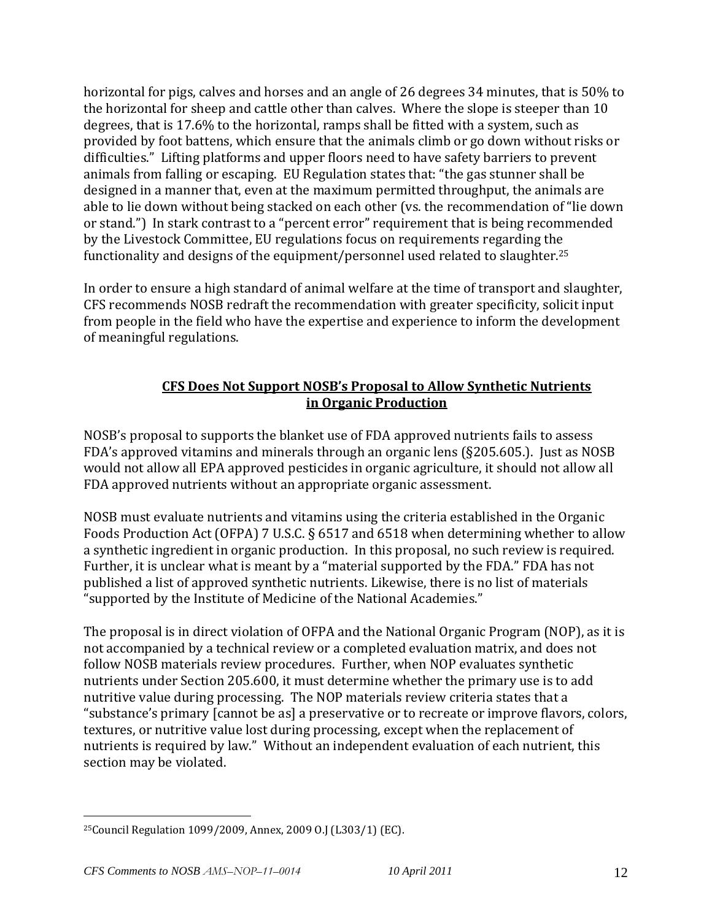horizontal for pigs, calves and horses and an angle of 26 degrees 34 minutes, that is 50% to the horizontal for sheep and cattle other than calves. Where the slope is steeper than 10 degrees, that is 17.6% to the horizontal, ramps shall be fitted with a system, such as provided by foot battens, which ensure that the animals climb or go down without risks or difficulties." Lifting platforms and upper floors need to have safety barriers to prevent animals from falling or escaping. EU Regulation states that: "the gas stunner shall be designed in a manner that, even at the maximum permitted throughput, the animals are able to lie down without being stacked on each other (vs. the recommendation of "lie down or stand.") In stark contrast to a "percent error" requirement that is being recommended by the Livestock Committee, EU regulations focus on requirements regarding the functionality and designs of the equipment/personnel used related to slaughter.[25]

In order to ensure a high standard of animal welfare at the time of transport and slaughter, CFS recommends NOSB redraft the recommendation with greater specificity, solicit input from people in the field who have the expertise and experience to inform the development of meaningful regulations.

## **CFS Does Not Support NOSB's Proposal to Allow Synthetic Nutrients in Organic Production**

NOSB's proposal to supports the blanket use of FDA approved nutrients fails to assess FDA's approved vitamins and minerals through an organic lens (§205.605.). Just as NOSB would not allow all EPA approved pesticides in organic agriculture, it should not allow all FDA approved nutrients without an appropriate organic assessment.

NOSB must evaluate nutrients and vitamins using the criteria established in the Organic Foods Production Act (OFPA) 7 U.S.C. § 6517 and 6518 when determining whether to allow a synthetic ingredient in organic production. In this proposal, no such review is required. Further, it is unclear what is meant by a "material supported by the FDA." FDA has not published a list of approved synthetic nutrients. Likewise, there is no list of materials "supported by the Institute of Medicine of the National Academies."

The proposal is in direct violation of OFPA and the National Organic Program (NOP), as it is not accompanied by a technical review or a completed evaluation matrix, and does not follow NOSB materials review procedures. Further, when NOP evaluates synthetic nutrients under Section 205.600, it must determine whether the primary use is to add nutritive value during processing. The NOP materials review criteria states that a "substance's primary [cannot be as] a preservative or to recreate or improve flavors, colors, textures, or nutritive value lost during processing, except when the replacement of nutrients is required by law." Without an independent evaluation of each nutrient, this section may be violated.

---

[25] Council Regulation 1099/2009, Annex, 2009 O.J (L303/1) (EC).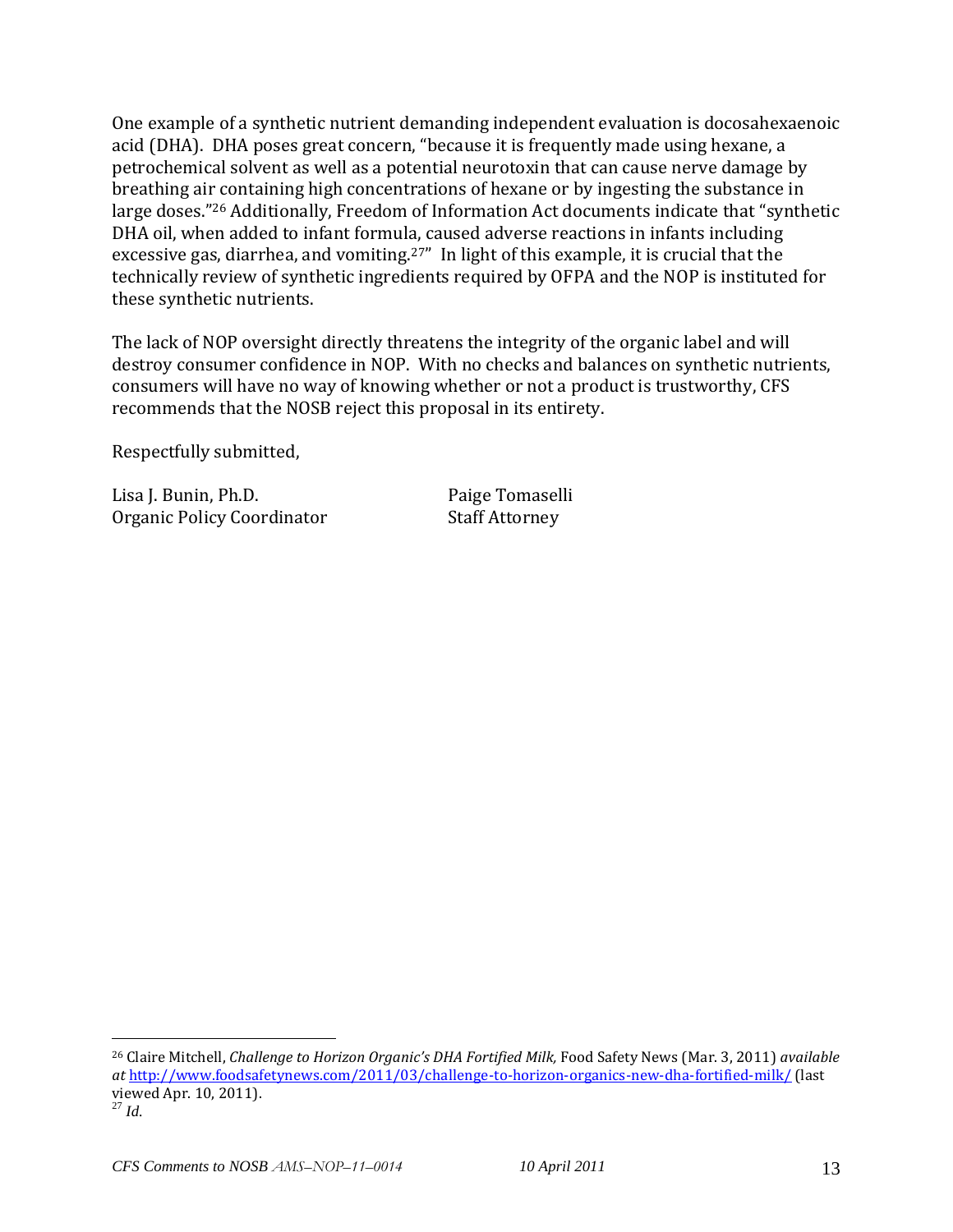One example of a synthetic nutrient demanding independent evaluation is docosahexaenoic acid (DHA). DHA poses great concern, "because it is frequently made using hexane, a petrochemical solvent as well as a potential neurotoxin that can cause nerve damage by breathing air containing high concentrations of hexane or by ingesting the substance in large doses."[26] Additionally, Freedom of Information Act documents indicate that "synthetic DHA oil, when added to infant formula, caused adverse reactions in infants including excessive gas, diarrhea, and vomiting.[27]" In light of this example, it is crucial that the technically review of synthetic ingredients required by OFPA and the NOP is instituted for these synthetic nutrients.

The lack of NOP oversight directly threatens the integrity of the organic label and will destroy consumer confidence in NOP. With no checks and balances on synthetic nutrients, consumers will have no way of knowing whether or not a product is trustworthy, CFS recommends that the NOSB reject this proposal in its entirety.

Respectfully submitted,

Lisa J. Bunin, Ph.D.
Organic Policy Coordinator

Paige Tomaselli
Staff Attorney

---

[26] Claire Mitchell, *Challenge to Horizon Organic's DHA Fortified Milk,* Food Safety News (Mar. 3, 2011) *available at* http://www.foodsafetynews.com/2011/03/challenge-to-horizon-organics-new-dha-fortified-milk/ (last viewed Apr. 10, 2011).

[27] *Id.*